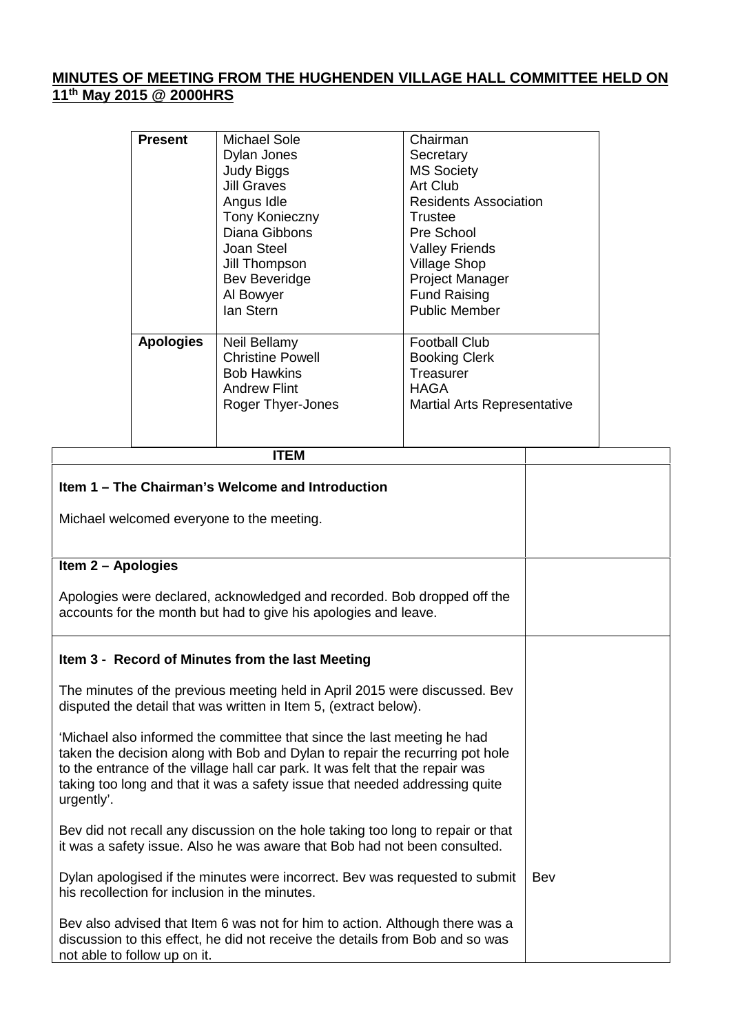# MINUTES OF MEETING FROM THE HUGHENDEN VILLAGE HALL COMMITTEE HELD ON 11th May 2015 @ 2000HRS

| | | |
|---|---|---|
| **Present** | Michael Sole | Chairman |
| | Dylan Jones | Secretary |
| | Judy Biggs | MS Society |
| | Jill Graves | Art Club |
| | Angus Idle | Residents Association |
| | Tony Konieczny | Trustee |
| | Diana Gibbons | Pre School |
| | Joan Steel | Valley Friends |
| | Jill Thompson | Village Shop |
| | Bev Beveridge | Project Manager |
| | Al Bowyer | Fund Raising |
| | Ian Stern | Public Member |
| **Apologies** | Neil Bellamy | Football Club |
| | Christine Powell | Booking Clerk |
| | Bob Hawkins | Treasurer |
| | Andrew Flint | HAGA |
| | Roger Thyer-Jones | Martial Arts Representative |

| ITEM | |
|---|---|
| **Item 1 – The Chairman's Welcome and Introduction**<br><br>Michael welcomed everyone to the meeting. | |
| **Item 2 – Apologies**<br><br>Apologies were declared, acknowledged and recorded. Bob dropped off the accounts for the month but had to give his apologies and leave. | |
| **Item 3 - Record of Minutes from the last Meeting**<br><br>The minutes of the previous meeting held in April 2015 were discussed. Bev disputed the detail that was written in Item 5, (extract below).<br><br>'Michael also informed the committee that since the last meeting he had taken the decision along with Bob and Dylan to repair the recurring pot hole to the entrance of the village hall car park. It was felt that the repair was taking too long and that it was a safety issue that needed addressing quite urgently'.<br><br>Bev did not recall any discussion on the hole taking too long to repair or that it was a safety issue. Also he was aware that Bob had not been consulted.<br><br>Dylan apologised if the minutes were incorrect. Bev was requested to submit his recollection for inclusion in the minutes.<br><br>Bev also advised that Item 6 was not for him to action. Although there was a discussion to this effect, he did not receive the details from Bob and so was not able to follow up on it. | Bev |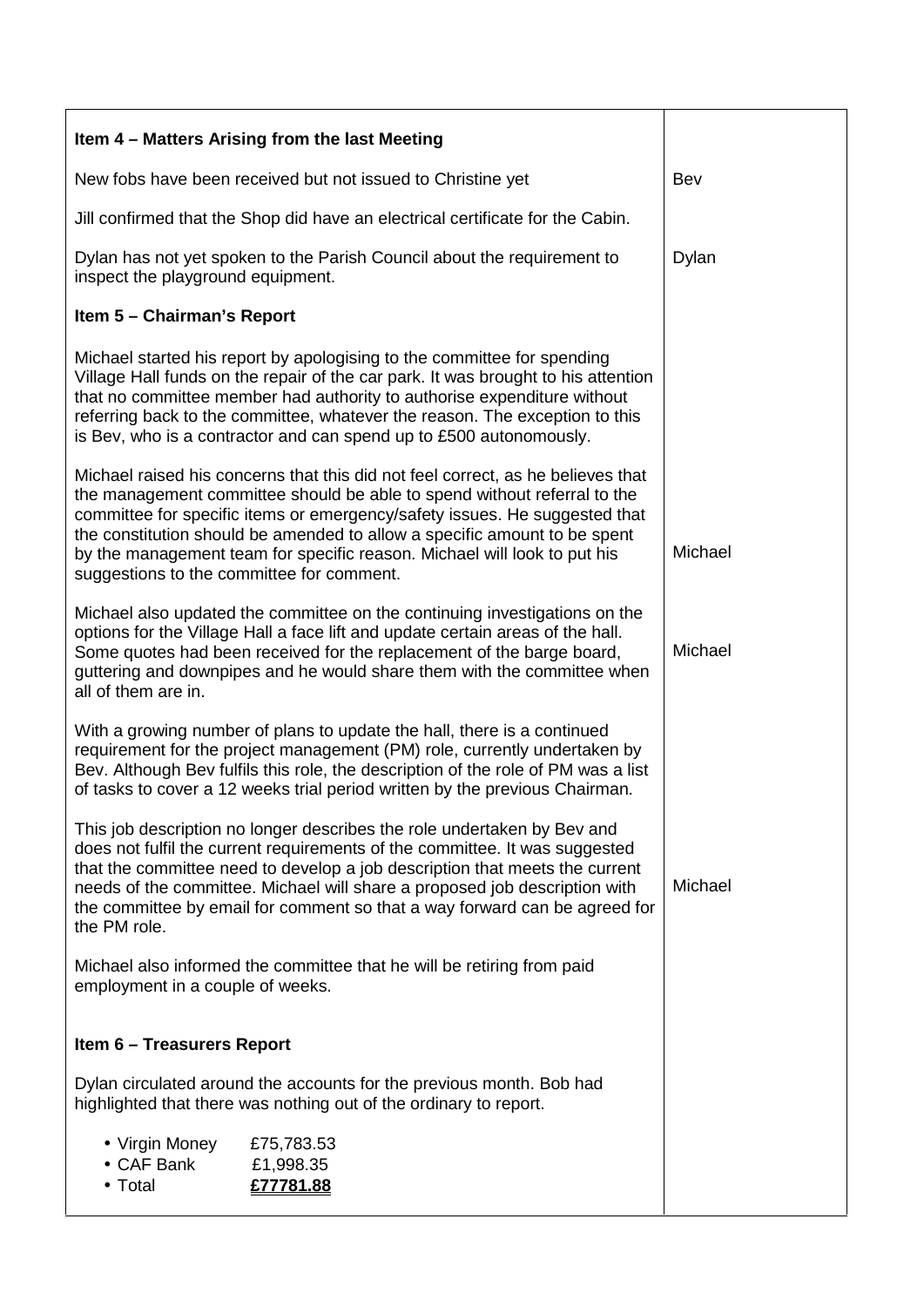| | |
|---|---|
| **Item 4 – Matters Arising from the last Meeting** | |
| New fobs have been received but not issued to Christine yet | Bev |
| Jill confirmed that the Shop did have an electrical certificate for the Cabin. | |
| Dylan has not yet spoken to the Parish Council about the requirement to inspect the playground equipment. | Dylan |
| **Item 5 – Chairman's Report** | |
| Michael started his report by apologising to the committee for spending Village Hall funds on the repair of the car park. It was brought to his attention that no committee member had authority to authorise expenditure without referring back to the committee, whatever the reason. The exception to this is Bev, who is a contractor and can spend up to £500 autonomously. | |
| Michael raised his concerns that this did not feel correct, as he believes that the management committee should be able to spend without referral to the committee for specific items or emergency/safety issues. He suggested that the constitution should be amended to allow a specific amount to be spent by the management team for specific reason. Michael will look to put his suggestions to the committee for comment. | Michael |
| Michael also updated the committee on the continuing investigations on the options for the Village Hall a face lift and update certain areas of the hall. Some quotes had been received for the replacement of the barge board, guttering and downpipes and he would share them with the committee when all of them are in. | Michael |
| With a growing number of plans to update the hall, there is a continued requirement for the project management (PM) role, currently undertaken by Bev. Although Bev fulfils this role, the description of the role of PM was a list of tasks to cover a 12 weeks trial period written by the previous Chairman. | |
| This job description no longer describes the role undertaken by Bev and does not fulfil the current requirements of the committee. It was suggested that the committee need to develop a job description that meets the current needs of the committee. Michael will share a proposed job description with the committee by email for comment so that a way forward can be agreed for the PM role. | Michael |
| Michael also informed the committee that he will be retiring from paid employment in a couple of weeks. | |
| **Item 6 – Treasurers Report** | |
| Dylan circulated around the accounts for the previous month. Bob had highlighted that there was nothing out of the ordinary to report. | |
| • Virgin Money £75,783.53<br>• CAF Bank £1,998.35<br>• Total **£77781.88** | |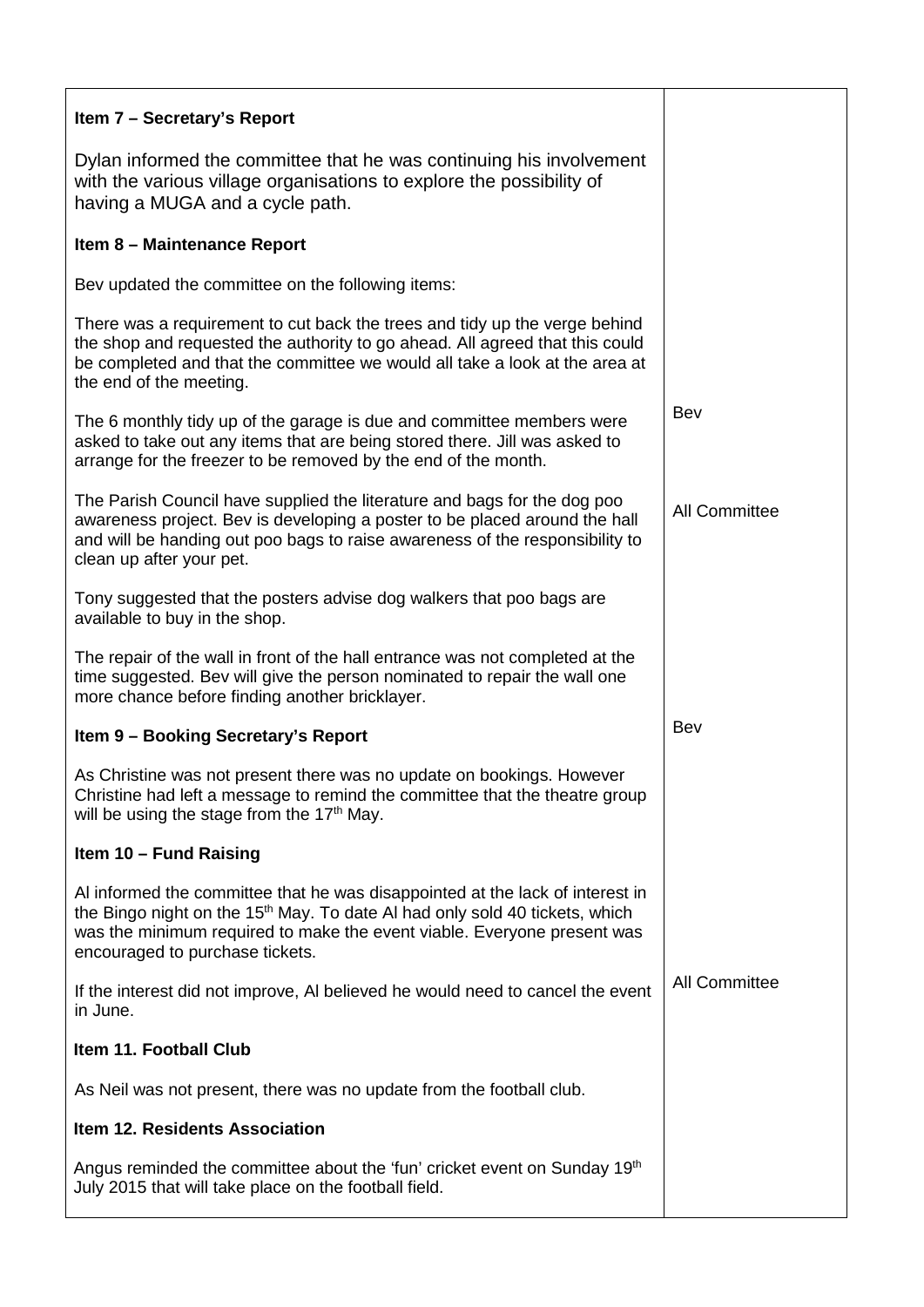| | |
|---|---|
| **Item 7 – Secretary's Report** | |
| Dylan informed the committee that he was continuing his involvement with the various village organisations to explore the possibility of having a MUGA and a cycle path. | |
| **Item 8 – Maintenance Report** | |
| Bev updated the committee on the following items: | |
| There was a requirement to cut back the trees and tidy up the verge behind the shop and requested the authority to go ahead. All agreed that this could be completed and that the committee we would all take a look at the area at the end of the meeting. | Bev |
| The 6 monthly tidy up of the garage is due and committee members were asked to take out any items that are being stored there. Jill was asked to arrange for the freezer to be removed by the end of the month. | All Committee |
| The Parish Council have supplied the literature and bags for the dog poo awareness project. Bev is developing a poster to be placed around the hall and will be handing out poo bags to raise awareness of the responsibility to clean up after your pet. | |
| Tony suggested that the posters advise dog walkers that poo bags are available to buy in the shop. | |
| The repair of the wall in front of the hall entrance was not completed at the time suggested. Bev will give the person nominated to repair the wall one more chance before finding another bricklayer. | Bev |
| **Item 9 – Booking Secretary's Report** | |
| As Christine was not present there was no update on bookings. However Christine had left a message to remind the committee that the theatre group will be using the stage from the 17th May. | |
| **Item 10 – Fund Raising** | |
| Al informed the committee that he was disappointed at the lack of interest in the Bingo night on the 15th May. To date Al had only sold 40 tickets, which was the minimum required to make the event viable. Everyone present was encouraged to purchase tickets. | All Committee |
| If the interest did not improve, Al believed he would need to cancel the event in June. | |
| **Item 11. Football Club** | |
| As Neil was not present, there was no update from the football club. | |
| **Item 12. Residents Association** | |
| Angus reminded the committee about the 'fun' cricket event on Sunday 19th July 2015 that will take place on the football field. | |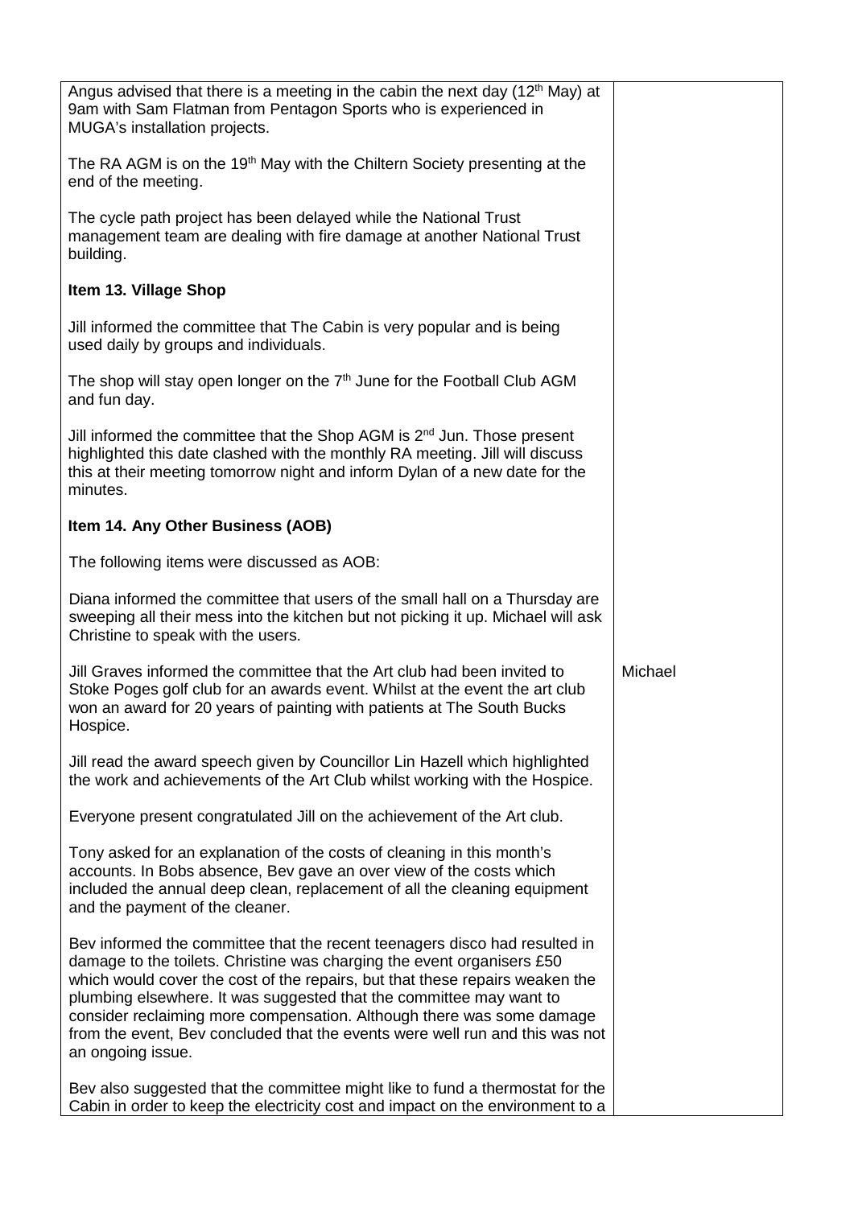| | |
|---|---|
| Angus advised that there is a meeting in the cabin the next day (12th May) at 9am with Sam Flatman from Pentagon Sports who is experienced in MUGA's installation projects.<br><br>The RA AGM is on the 19th May with the Chiltern Society presenting at the end of the meeting.<br><br>The cycle path project has been delayed while the National Trust management team are dealing with fire damage at another National Trust building.<br><br>**Item 13. Village Shop**<br><br>Jill informed the committee that The Cabin is very popular and is being used daily by groups and individuals.<br><br>The shop will stay open longer on the 7th June for the Football Club AGM and fun day.<br><br>Jill informed the committee that the Shop AGM is 2nd Jun. Those present highlighted this date clashed with the monthly RA meeting. Jill will discuss this at their meeting tomorrow night and inform Dylan of a new date for the minutes.<br><br>**Item 14. Any Other Business (AOB)**<br><br>The following items were discussed as AOB:<br><br>Diana informed the committee that users of the small hall on a Thursday are sweeping all their mess into the kitchen but not picking it up. Michael will ask Christine to speak with the users. | |
| Jill Graves informed the committee that the Art club had been invited to Stoke Poges golf club for an awards event. Whilst at the event the art club won an award for 20 years of painting with patients at The South Bucks Hospice.<br><br>Jill read the award speech given by Councillor Lin Hazell which highlighted the work and achievements of the Art Club whilst working with the Hospice.<br><br>Everyone present congratulated Jill on the achievement of the Art club.<br><br>Tony asked for an explanation of the costs of cleaning in this month's accounts. In Bobs absence, Bev gave an over view of the costs which included the annual deep clean, replacement of all the cleaning equipment and the payment of the cleaner.<br><br>Bev informed the committee that the recent teenagers disco had resulted in damage to the toilets. Christine was charging the event organisers £50 which would cover the cost of the repairs, but that these repairs weaken the plumbing elsewhere. It was suggested that the committee may want to consider reclaiming more compensation. Although there was some damage from the event, Bev concluded that the events were well run and this was not an ongoing issue.<br><br>Bev also suggested that the committee might like to fund a thermostat for the Cabin in order to keep the electricity cost and impact on the environment to a | Michael |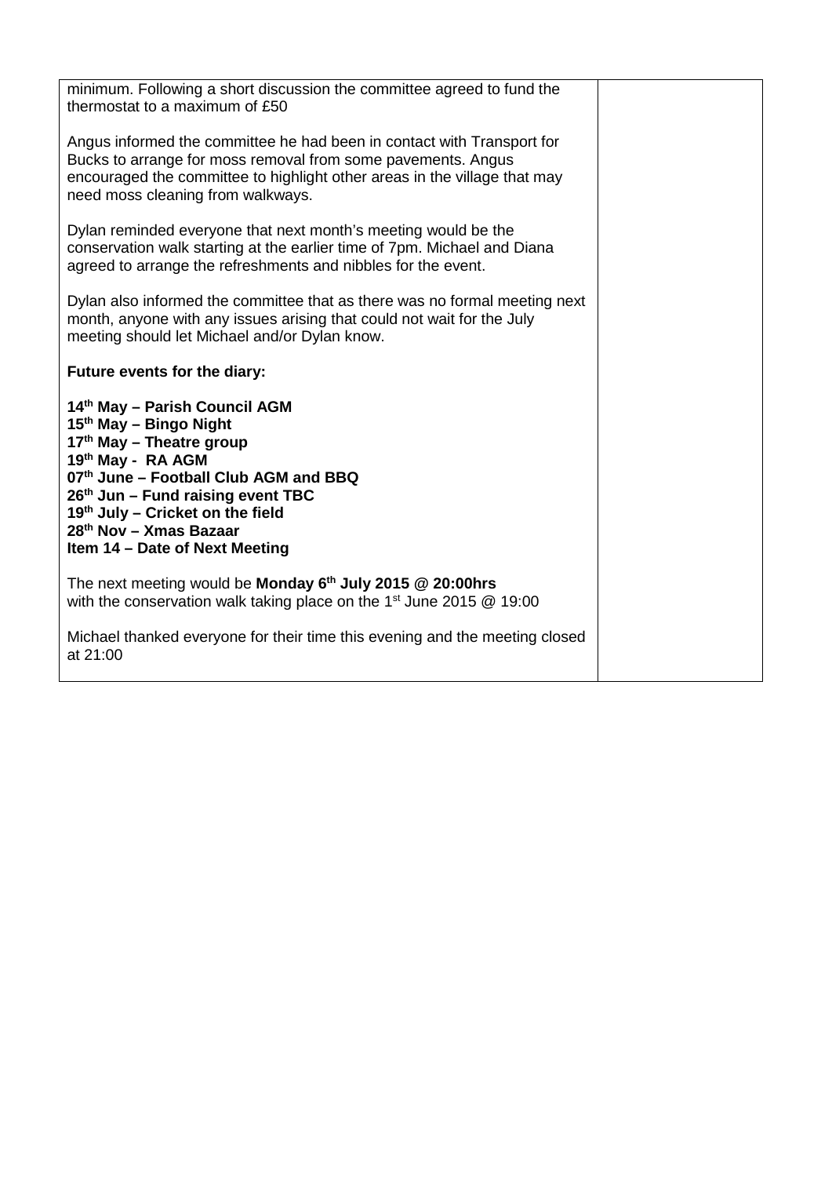| | |
|---|---|
| minimum. Following a short discussion the committee agreed to fund the thermostat to a maximum of £50<br><br>Angus informed the committee he had been in contact with Transport for Bucks to arrange for moss removal from some pavements. Angus encouraged the committee to highlight other areas in the village that may need moss cleaning from walkways.<br><br>Dylan reminded everyone that next month's meeting would be the conservation walk starting at the earlier time of 7pm. Michael and Diana agreed to arrange the refreshments and nibbles for the event.<br><br>Dylan also informed the committee that as there was no formal meeting next month, anyone with any issues arising that could not wait for the July meeting should let Michael and/or Dylan know.<br><br>**Future events for the diary:**<br><br>**14th May – Parish Council AGM**<br>**15th May – Bingo Night**<br>**17th May – Theatre group**<br>**19th May - RA AGM**<br>**07th June – Football Club AGM and BBQ**<br>**26th Jun – Fund raising event TBC**<br>**19th July – Cricket on the field**<br>**28th Nov – Xmas Bazaar**<br>**Item 14 – Date of Next Meeting**<br><br>The next meeting would be **Monday 6th July 2015 @ 20:00hrs** with the conservation walk taking place on the 1st June 2015 @ 19:00<br><br>Michael thanked everyone for their time this evening and the meeting closed at 21:00 | |